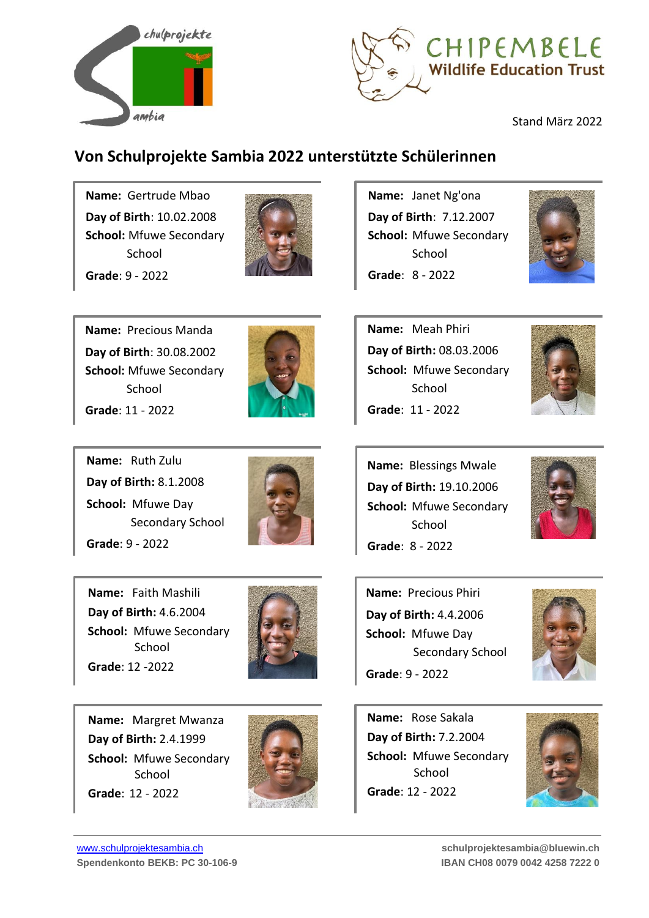chulprojekte

ambia

CHIPEMBELE
Wildlife Education Trust

Stand März 2022

## Von Schulprojekte Sambia 2022 unterstützte Schülerinnen

**Name:** Gertrude Mbao
**Day of Birth**: 10.02.2008
**School:** Mfuwe Secondary School
**Grade**: 9 - 2022

**Name:** Janet Ng'ona
**Day of Birth**: 7.12.2007
**School:** Mfuwe Secondary School
**Grade**: 8 - 2022

**Name:** Precious Manda
**Day of Birth**: 30.08.2002
**School:** Mfuwe Secondary School
**Grade**: 11 - 2022

**Name:** Meah Phiri
**Day of Birth:** 08.03.2006
**School:** Mfuwe Secondary School
**Grade**: 11 - 2022

**Name:** Ruth Zulu
**Day of Birth:** 8.1.2008
**School:** Mfuwe Day Secondary School
**Grade**: 9 - 2022

**Name:** Blessings Mwale
**Day of Birth:** 19.10.2006
**School:** Mfuwe Secondary School
**Grade**: 8 - 2022

**Name:** Faith Mashili
**Day of Birth:** 4.6.2004
**School:** Mfuwe Secondary School
**Grade**: 12 -2022

**Name:** Precious Phiri
**Day of Birth:** 4.4.2006
**School:** Mfuwe Day Secondary School
**Grade**: 9 - 2022

**Name:** Margret Mwanza
**Day of Birth:** 2.4.1999
**School:** Mfuwe Secondary School
**Grade**: 12 - 2022

**Name:** Rose Sakala
**Day of Birth:** 7.2.2004
**School:** Mfuwe Secondary School
**Grade**: 12 - 2022

www.schulprojektesambia.ch
**Spendenkonto BEKB: PC 30-106-9**

**schulprojektesambia@bluewin.ch**
**IBAN CH08 0079 0042 4258 7222 0**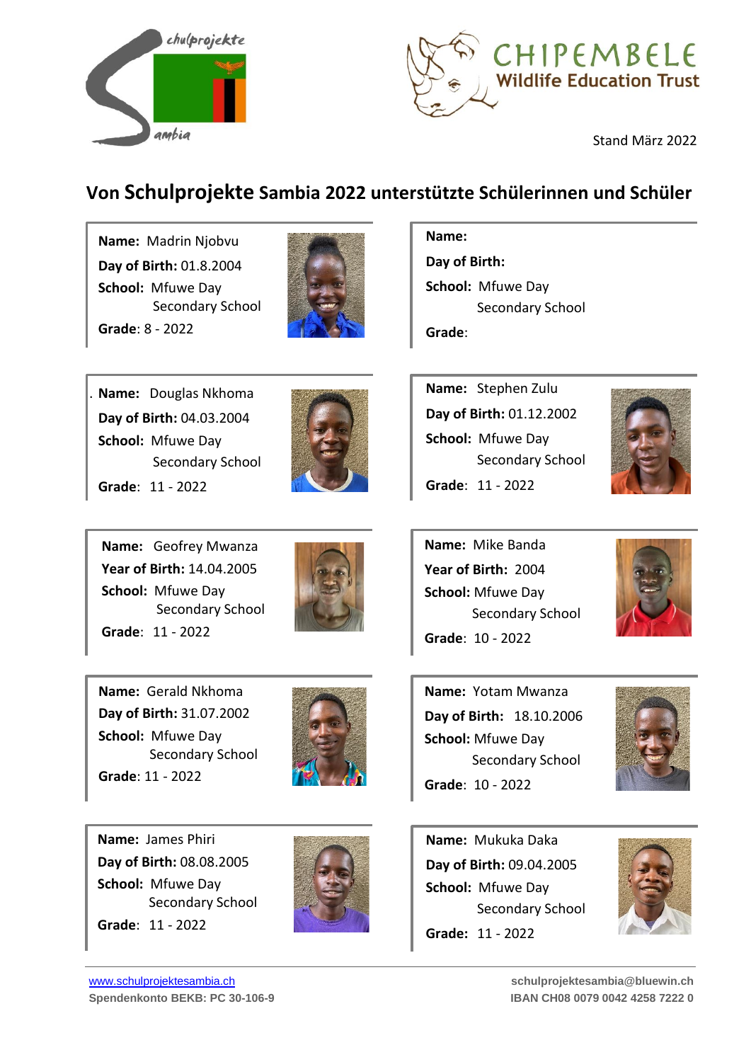Stand März 2022

# Von Schulprojekte Sambia 2022 unterstützte Schülerinnen und Schüler

**Name:** Madrin Njobvu
**Day of Birth:** 01.8.2004
**School:** Mfuwe Day Secondary School
**Grade**: 8 - 2022

**Name:**
**Day of Birth:**
**School:** Mfuwe Day Secondary School
**Grade**:

**Name:** Douglas Nkhoma
**Day of Birth:** 04.03.2004
**School:** Mfuwe Day Secondary School
**Grade**: 11 - 2022

**Name:** Stephen Zulu
**Day of Birth:** 01.12.2002
**School:** Mfuwe Day Secondary School
**Grade**: 11 - 2022

**Name:** Geofrey Mwanza
**Year of Birth:** 14.04.2005
**School:** Mfuwe Day Secondary School
**Grade**: 11 - 2022

**Name:** Mike Banda
**Year of Birth:** 2004
**School:** Mfuwe Day Secondary School
**Grade**: 10 - 2022

**Name:** Gerald Nkhoma
**Day of Birth:** 31.07.2002
**School:** Mfuwe Day Secondary School
**Grade**: 11 - 2022

**Name:** Yotam Mwanza
**Day of Birth:** 18.10.2006
**School:** Mfuwe Day Secondary School
**Grade**: 10 - 2022

**Name:** James Phiri
**Day of Birth:** 08.08.2005
**School:** Mfuwe Day Secondary School
**Grade**: 11 - 2022

**Name:** Mukuka Daka
**Day of Birth:** 09.04.2005
**School:** Mfuwe Day Secondary School
**Grade:** 11 - 2022

www.schulprojektesambia.ch
**Spendenkonto BEKB: PC 30-106-9**

**schulprojektesambia@bluewin.ch**
**IBAN CH08 0079 0042 4258 7222 0**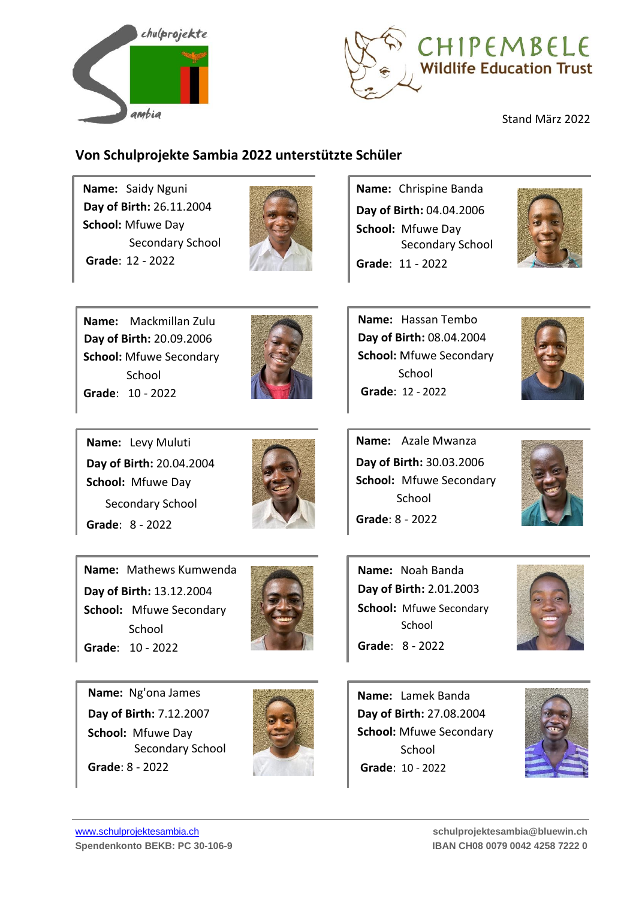Stand März 2022

## Von Schulprojekte Sambia 2022 unterstützte Schüler

**Name:** Saidy Nguni
**Day of Birth:** 26.11.2004
**School:** Mfuwe Day Secondary School
**Grade**: 12 - 2022

**Name:** Chrispine Banda
**Day of Birth:** 04.04.2006
**School:** Mfuwe Day Secondary School
**Grade**: 11 - 2022

**Name:** Mackmillan Zulu
**Day of Birth:** 20.09.2006
**School:** Mfuwe Secondary School
**Grade**: 10 - 2022

**Name:** Hassan Tembo
**Day of Birth:** 08.04.2004
**School:** Mfuwe Secondary School
**Grade**: 12 - 2022

**Name:** Levy Muluti
**Day of Birth:** 20.04.2004
**School:** Mfuwe Day Secondary School
**Grade**: 8 - 2022

**Name:** Azale Mwanza
**Day of Birth:** 30.03.2006
**School:** Mfuwe Secondary School
**Grade**: 8 - 2022

**Name:** Mathews Kumwenda
**Day of Birth:** 13.12.2004
**School:** Mfuwe Secondary School
**Grade**: 10 - 2022

**Name:** Noah Banda
**Day of Birth:** 2.01.2003
**School:** Mfuwe Secondary School
**Grade**: 8 - 2022

**Name:** Ng'ona James
**Day of Birth:** 7.12.2007
**School:** Mfuwe Day Secondary School
**Grade**: 8 - 2022

**Name:** Lamek Banda
**Day of Birth:** 27.08.2004
**School:** Mfuwe Secondary School
**Grade**: 10 - 2022

www.schulprojektesambia.ch
Spendenkonto BEKB: PC 30-106-9

schulprojektesambia@bluewin.ch
IBAN CH08 0079 0042 4258 7222 0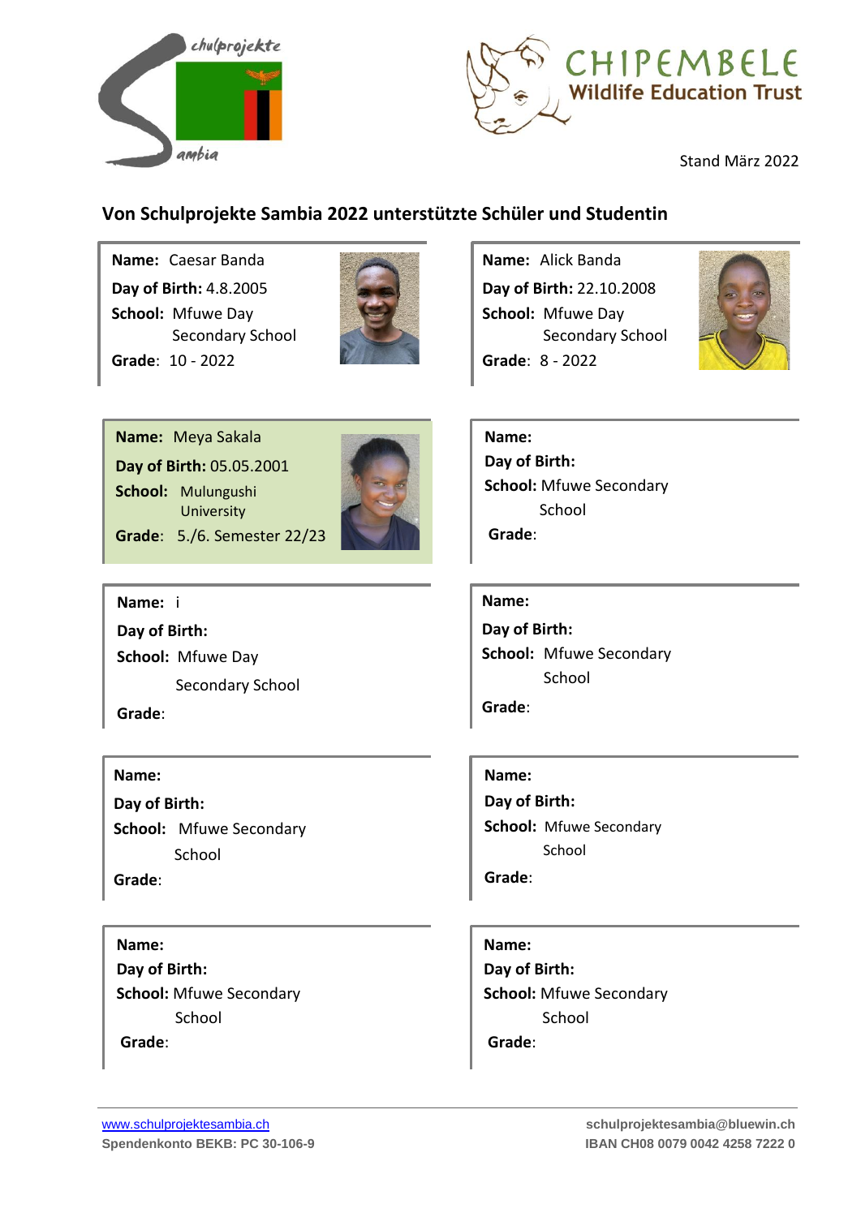Stand März 2022

## Von Schulprojekte Sambia 2022 unterstützte Schüler und Studentin

**Name:** Caesar Banda
**Day of Birth:** 4.8.2005
**School:** Mfuwe Day Secondary School
**Grade:** 10 - 2022

**Name:** Alick Banda
**Day of Birth:** 22.10.2008
**School:** Mfuwe Day Secondary School
**Grade:** 8 - 2022

**Name:** Meya Sakala
**Day of Birth:** 05.05.2001
**School:** Mulungushi University
**Grade:** 5./6. Semester 22/23

**Name:**
**Day of Birth:**
**School:** Mfuwe Secondary School
**Grade:**

**Name:** i
**Day of Birth:**
**School:** Mfuwe Day Secondary School
**Grade:**

**Name:**
**Day of Birth:**
**School:** Mfuwe Secondary School
**Grade:**

**Name:**
**Day of Birth:**
**School:** Mfuwe Secondary School
**Grade:**

**Name:**
**Day of Birth:**
**School:** Mfuwe Secondary School
**Grade:**

**Name:**
**Day of Birth:**
**School:** Mfuwe Secondary School
**Grade:**

**Name:**
**Day of Birth:**
**School:** Mfuwe Secondary School
**Grade:**

www.schulprojektesambia.ch
**Spendenkonto BEKB: PC 30-106-9**

**schulprojektesambia@bluewin.ch**
**IBAN CH08 0079 0042 4258 7222 0**